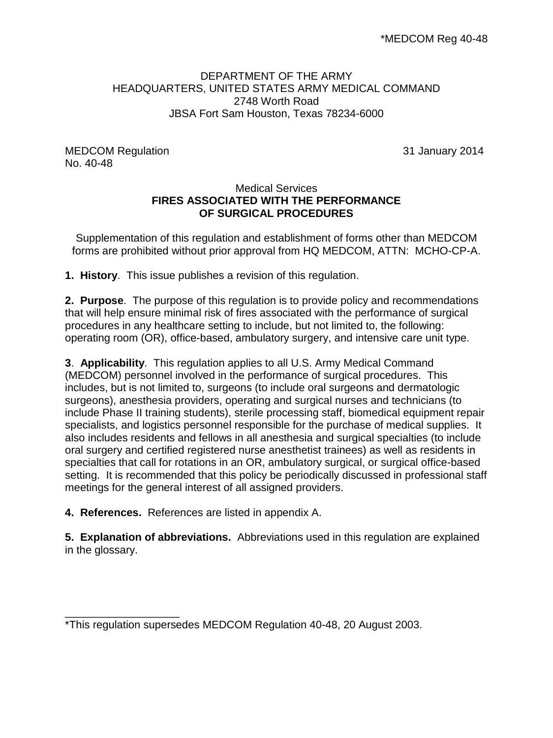*MEDCOM Reg 40-48

DEPARTMENT OF THE ARMY
HEADQUARTERS, UNITED STATES ARMY MEDICAL COMMAND
2748 Worth Road
JBSA Fort Sam Houston, Texas 78234-6000

MEDCOM Regulation
No. 40-48

31 January 2014

Medical Services

**FIRES ASSOCIATED WITH THE PERFORMANCE OF SURGICAL PROCEDURES**

Supplementation of this regulation and establishment of forms other than MEDCOM forms are prohibited without prior approval from HQ MEDCOM, ATTN: MCHO-CP-A.

**1. History**. This issue publishes a revision of this regulation.

**2. Purpose**. The purpose of this regulation is to provide policy and recommendations that will help ensure minimal risk of fires associated with the performance of surgical procedures in any healthcare setting to include, but not limited to, the following: operating room (OR), office-based, ambulatory surgery, and intensive care unit type.

**3**. **Applicability**. This regulation applies to all U.S. Army Medical Command (MEDCOM) personnel involved in the performance of surgical procedures. This includes, but is not limited to, surgeons (to include oral surgeons and dermatologic surgeons), anesthesia providers, operating and surgical nurses and technicians (to include Phase II training students), sterile processing staff, biomedical equipment repair specialists, and logistics personnel responsible for the purchase of medical supplies. It also includes residents and fellows in all anesthesia and surgical specialties (to include oral surgery and certified registered nurse anesthetist trainees) as well as residents in specialties that call for rotations in an OR, ambulatory surgical, or surgical office-based setting. It is recommended that this policy be periodically discussed in professional staff meetings for the general interest of all assigned providers.

**4. References.** References are listed in appendix A.

**5. Explanation of abbreviations.** Abbreviations used in this regulation are explained in the glossary.

___________________

*This regulation supersedes MEDCOM Regulation 40-48, 20 August 2003.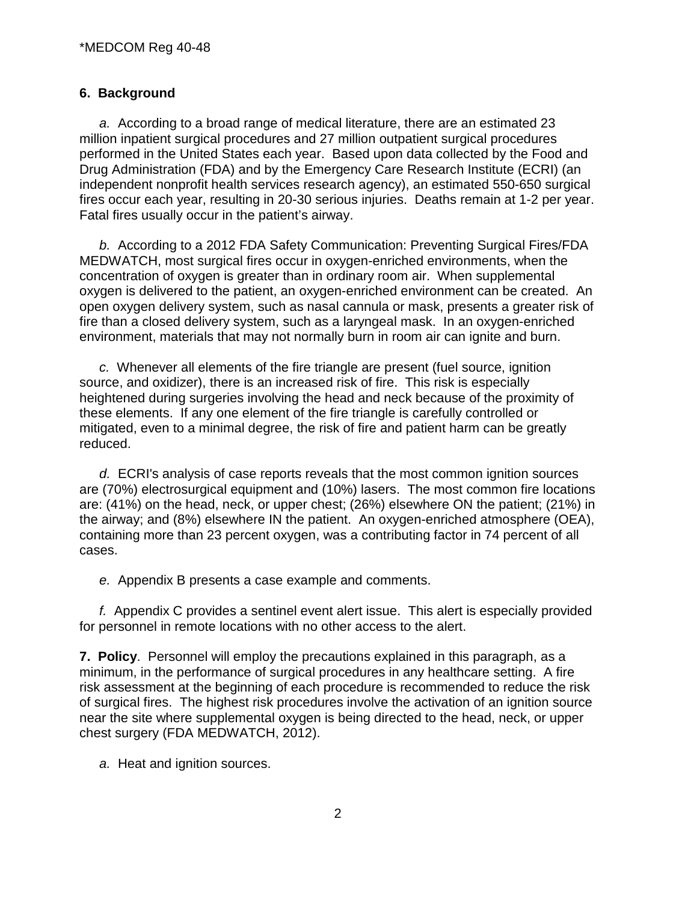## 6. Background

*a.* According to a broad range of medical literature, there are an estimated 23 million inpatient surgical procedures and 27 million outpatient surgical procedures performed in the United States each year. Based upon data collected by the Food and Drug Administration (FDA) and by the Emergency Care Research Institute (ECRI) (an independent nonprofit health services research agency), an estimated 550-650 surgical fires occur each year, resulting in 20-30 serious injuries. Deaths remain at 1-2 per year. Fatal fires usually occur in the patient's airway.

*b.* According to a 2012 FDA Safety Communication: Preventing Surgical Fires/FDA MEDWATCH, most surgical fires occur in oxygen-enriched environments, when the concentration of oxygen is greater than in ordinary room air. When supplemental oxygen is delivered to the patient, an oxygen-enriched environment can be created. An open oxygen delivery system, such as nasal cannula or mask, presents a greater risk of fire than a closed delivery system, such as a laryngeal mask. In an oxygen-enriched environment, materials that may not normally burn in room air can ignite and burn.

*c.* Whenever all elements of the fire triangle are present (fuel source, ignition source, and oxidizer), there is an increased risk of fire. This risk is especially heightened during surgeries involving the head and neck because of the proximity of these elements. If any one element of the fire triangle is carefully controlled or mitigated, even to a minimal degree, the risk of fire and patient harm can be greatly reduced.

*d.* ECRI's analysis of case reports reveals that the most common ignition sources are (70%) electrosurgical equipment and (10%) lasers. The most common fire locations are: (41%) on the head, neck, or upper chest; (26%) elsewhere ON the patient; (21%) in the airway; and (8%) elsewhere IN the patient. An oxygen-enriched atmosphere (OEA), containing more than 23 percent oxygen, was a contributing factor in 74 percent of all cases.

*e.* Appendix B presents a case example and comments.

*f.* Appendix C provides a sentinel event alert issue. This alert is especially provided for personnel in remote locations with no other access to the alert.

**7. Policy**. Personnel will employ the precautions explained in this paragraph, as a minimum, in the performance of surgical procedures in any healthcare setting. A fire risk assessment at the beginning of each procedure is recommended to reduce the risk of surgical fires. The highest risk procedures involve the activation of an ignition source near the site where supplemental oxygen is being directed to the head, neck, or upper chest surgery (FDA MEDWATCH, 2012).

*a.* Heat and ignition sources.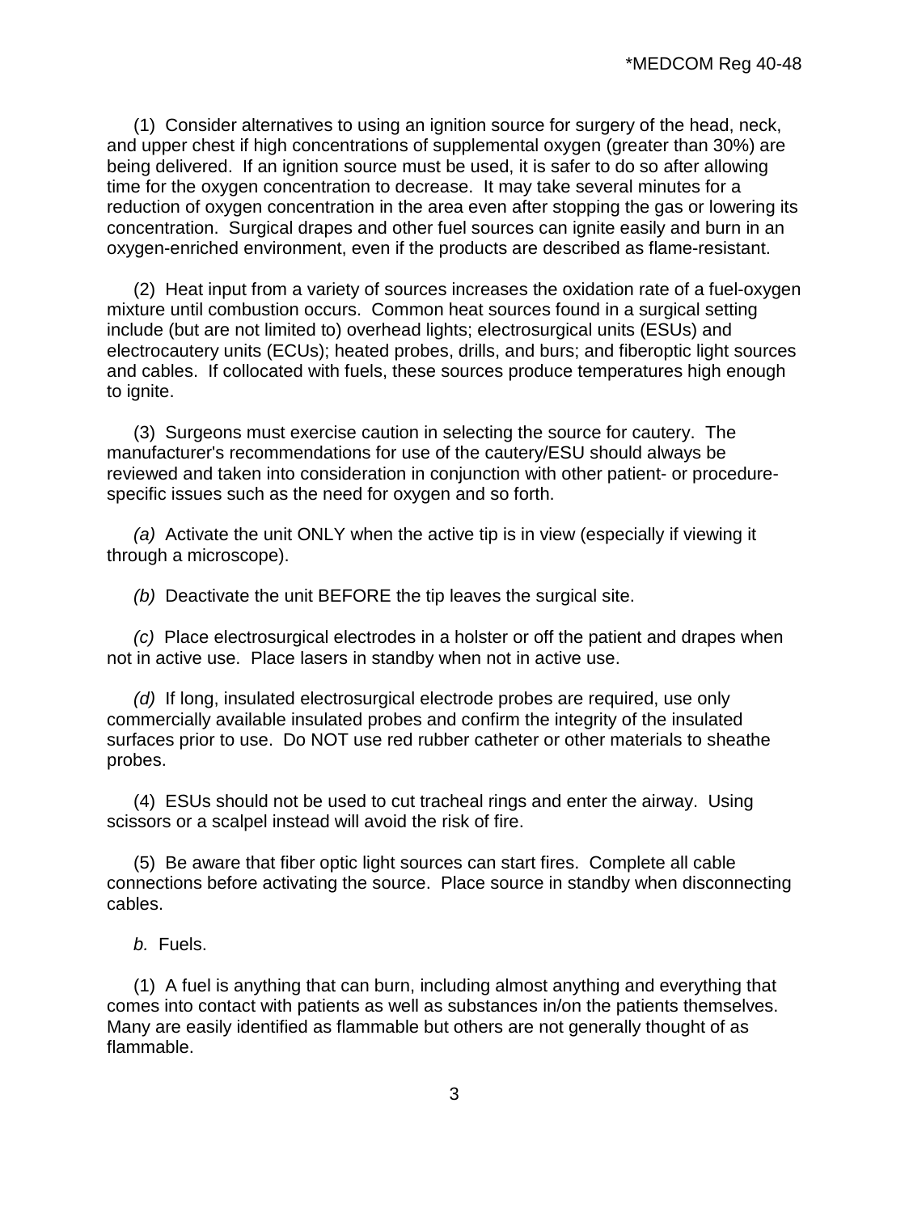(1) Consider alternatives to using an ignition source for surgery of the head, neck, and upper chest if high concentrations of supplemental oxygen (greater than 30%) are being delivered. If an ignition source must be used, it is safer to do so after allowing time for the oxygen concentration to decrease. It may take several minutes for a reduction of oxygen concentration in the area even after stopping the gas or lowering its concentration. Surgical drapes and other fuel sources can ignite easily and burn in an oxygen-enriched environment, even if the products are described as flame-resistant.

(2) Heat input from a variety of sources increases the oxidation rate of a fuel-oxygen mixture until combustion occurs. Common heat sources found in a surgical setting include (but are not limited to) overhead lights; electrosurgical units (ESUs) and electrocautery units (ECUs); heated probes, drills, and burs; and fiberoptic light sources and cables. If collocated with fuels, these sources produce temperatures high enough to ignite.

(3) Surgeons must exercise caution in selecting the source for cautery. The manufacturer's recommendations for use of the cautery/ESU should always be reviewed and taken into consideration in conjunction with other patient- or procedure-specific issues such as the need for oxygen and so forth.

*(a)* Activate the unit ONLY when the active tip is in view (especially if viewing it through a microscope).

*(b)* Deactivate the unit BEFORE the tip leaves the surgical site.

*(c)* Place electrosurgical electrodes in a holster or off the patient and drapes when not in active use. Place lasers in standby when not in active use.

*(d)* If long, insulated electrosurgical electrode probes are required, use only commercially available insulated probes and confirm the integrity of the insulated surfaces prior to use. Do NOT use red rubber catheter or other materials to sheathe probes.

(4) ESUs should not be used to cut tracheal rings and enter the airway. Using scissors or a scalpel instead will avoid the risk of fire.

(5) Be aware that fiber optic light sources can start fires. Complete all cable connections before activating the source. Place source in standby when disconnecting cables.

*b.* Fuels.

(1) A fuel is anything that can burn, including almost anything and everything that comes into contact with patients as well as substances in/on the patients themselves. Many are easily identified as flammable but others are not generally thought of as flammable.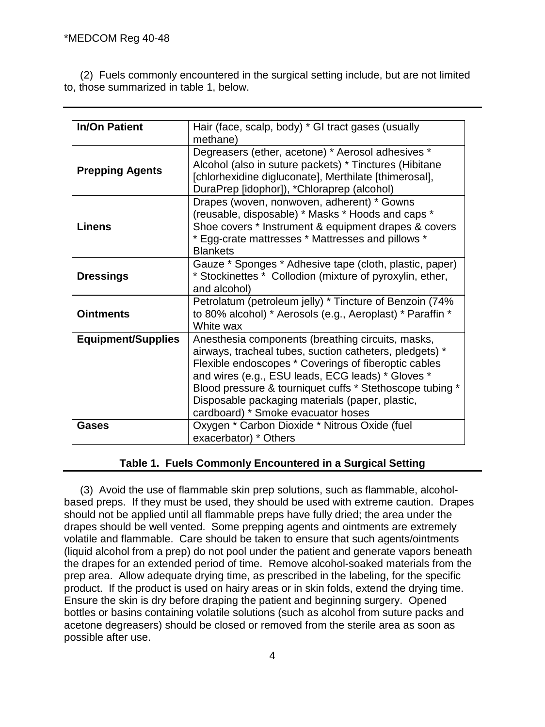(2) Fuels commonly encountered in the surgical setting include, but are not limited to, those summarized in table 1, below.

| | |
|---|---|
| **In/On Patient** | Hair (face, scalp, body) * GI tract gases (usually methane) |
| **Prepping Agents** | Degreasers (ether, acetone) * Aerosol adhesives * Alcohol (also in suture packets) * Tinctures (Hibitane [chlorhexidine digluconate], Merthilate [thimerosal], DuraPrep [idophor]), *Chloraprep (alcohol) |
| **Linens** | Drapes (woven, nonwoven, adherent) * Gowns (reusable, disposable) * Masks * Hoods and caps * Shoe covers * Instrument & equipment drapes & covers * Egg-crate mattresses * Mattresses and pillows * Blankets |
| **Dressings** | Gauze * Sponges * Adhesive tape (cloth, plastic, paper) * Stockinettes * Collodion (mixture of pyroxylin, ether, and alcohol) |
| **Ointments** | Petrolatum (petroleum jelly) * Tincture of Benzoin (74% to 80% alcohol) * Aerosols (e.g., Aeroplast) * Paraffin * White wax |
| **Equipment/Supplies** | Anesthesia components (breathing circuits, masks, airways, tracheal tubes, suction catheters, pledgets) * Flexible endoscopes * Coverings of fiberoptic cables and wires (e.g., ESU leads, ECG leads) * Gloves * Blood pressure & tourniquet cuffs * Stethoscope tubing * Disposable packaging materials (paper, plastic, cardboard) * Smoke evacuator hoses |
| **Gases** | Oxygen * Carbon Dioxide * Nitrous Oxide (fuel exacerbator) * Others |

**Table 1. Fuels Commonly Encountered in a Surgical Setting**

(3) Avoid the use of flammable skin prep solutions, such as flammable, alcohol-based preps. If they must be used, they should be used with extreme caution. Drapes should not be applied until all flammable preps have fully dried; the area under the drapes should be well vented. Some prepping agents and ointments are extremely volatile and flammable. Care should be taken to ensure that such agents/ointments (liquid alcohol from a prep) do not pool under the patient and generate vapors beneath the drapes for an extended period of time. Remove alcohol-soaked materials from the prep area. Allow adequate drying time, as prescribed in the labeling, for the specific product. If the product is used on hairy areas or in skin folds, extend the drying time. Ensure the skin is dry before draping the patient and beginning surgery. Opened bottles or basins containing volatile solutions (such as alcohol from suture packs and acetone degreasers) should be closed or removed from the sterile area as soon as possible after use.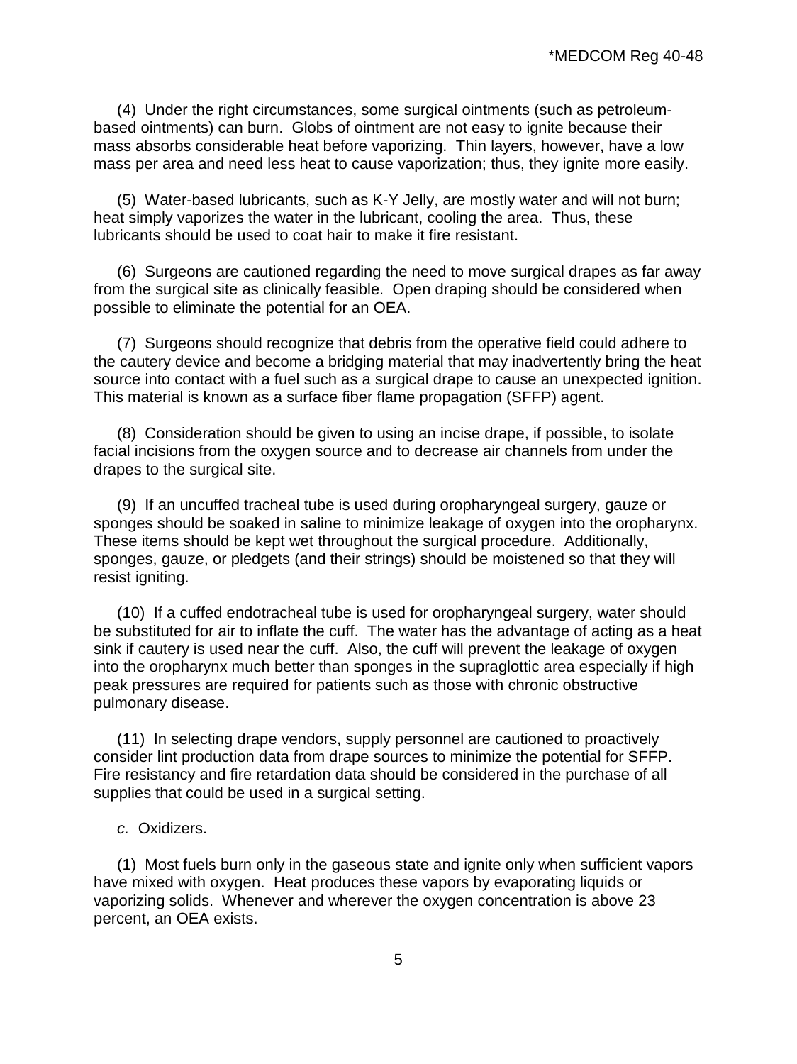(4) Under the right circumstances, some surgical ointments (such as petroleum-based ointments) can burn. Globs of ointment are not easy to ignite because their mass absorbs considerable heat before vaporizing. Thin layers, however, have a low mass per area and need less heat to cause vaporization; thus, they ignite more easily.

(5) Water-based lubricants, such as K-Y Jelly, are mostly water and will not burn; heat simply vaporizes the water in the lubricant, cooling the area. Thus, these lubricants should be used to coat hair to make it fire resistant.

(6) Surgeons are cautioned regarding the need to move surgical drapes as far away from the surgical site as clinically feasible. Open draping should be considered when possible to eliminate the potential for an OEA.

(7) Surgeons should recognize that debris from the operative field could adhere to the cautery device and become a bridging material that may inadvertently bring the heat source into contact with a fuel such as a surgical drape to cause an unexpected ignition. This material is known as a surface fiber flame propagation (SFFP) agent.

(8) Consideration should be given to using an incise drape, if possible, to isolate facial incisions from the oxygen source and to decrease air channels from under the drapes to the surgical site.

(9) If an uncuffed tracheal tube is used during oropharyngeal surgery, gauze or sponges should be soaked in saline to minimize leakage of oxygen into the oropharynx. These items should be kept wet throughout the surgical procedure. Additionally, sponges, gauze, or pledgets (and their strings) should be moistened so that they will resist igniting.

(10) If a cuffed endotracheal tube is used for oropharyngeal surgery, water should be substituted for air to inflate the cuff. The water has the advantage of acting as a heat sink if cautery is used near the cuff. Also, the cuff will prevent the leakage of oxygen into the oropharynx much better than sponges in the supraglottic area especially if high peak pressures are required for patients such as those with chronic obstructive pulmonary disease.

(11) In selecting drape vendors, supply personnel are cautioned to proactively consider lint production data from drape sources to minimize the potential for SFFP. Fire resistancy and fire retardation data should be considered in the purchase of all supplies that could be used in a surgical setting.

*c.* Oxidizers.

(1) Most fuels burn only in the gaseous state and ignite only when sufficient vapors have mixed with oxygen. Heat produces these vapors by evaporating liquids or vaporizing solids. Whenever and wherever the oxygen concentration is above 23 percent, an OEA exists.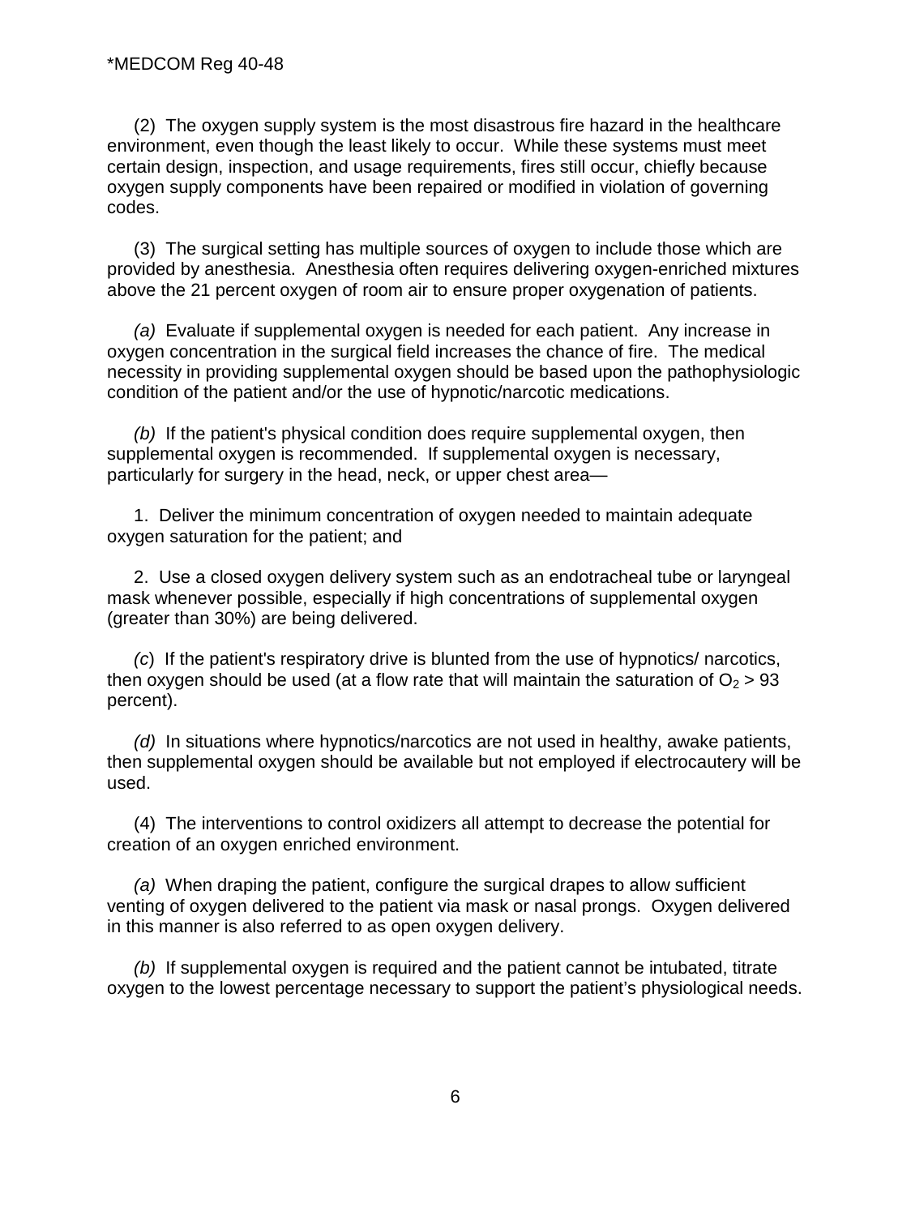(2) The oxygen supply system is the most disastrous fire hazard in the healthcare environment, even though the least likely to occur. While these systems must meet certain design, inspection, and usage requirements, fires still occur, chiefly because oxygen supply components have been repaired or modified in violation of governing codes.

(3) The surgical setting has multiple sources of oxygen to include those which are provided by anesthesia. Anesthesia often requires delivering oxygen-enriched mixtures above the 21 percent oxygen of room air to ensure proper oxygenation of patients.

*(a)* Evaluate if supplemental oxygen is needed for each patient. Any increase in oxygen concentration in the surgical field increases the chance of fire. The medical necessity in providing supplemental oxygen should be based upon the pathophysiologic condition of the patient and/or the use of hypnotic/narcotic medications.

*(b)* If the patient's physical condition does require supplemental oxygen, then supplemental oxygen is recommended. If supplemental oxygen is necessary, particularly for surgery in the head, neck, or upper chest area—

1. Deliver the minimum concentration of oxygen needed to maintain adequate oxygen saturation for the patient; and

2. Use a closed oxygen delivery system such as an endotracheal tube or laryngeal mask whenever possible, especially if high concentrations of supplemental oxygen (greater than 30%) are being delivered.

*(c)* If the patient's respiratory drive is blunted from the use of hypnotics/ narcotics, then oxygen should be used (at a flow rate that will maintain the saturation of $O_2$ > 93 percent).

*(d)* In situations where hypnotics/narcotics are not used in healthy, awake patients, then supplemental oxygen should be available but not employed if electrocautery will be used.

(4) The interventions to control oxidizers all attempt to decrease the potential for creation of an oxygen enriched environment.

*(a)* When draping the patient, configure the surgical drapes to allow sufficient venting of oxygen delivered to the patient via mask or nasal prongs. Oxygen delivered in this manner is also referred to as open oxygen delivery.

*(b)* If supplemental oxygen is required and the patient cannot be intubated, titrate oxygen to the lowest percentage necessary to support the patient's physiological needs.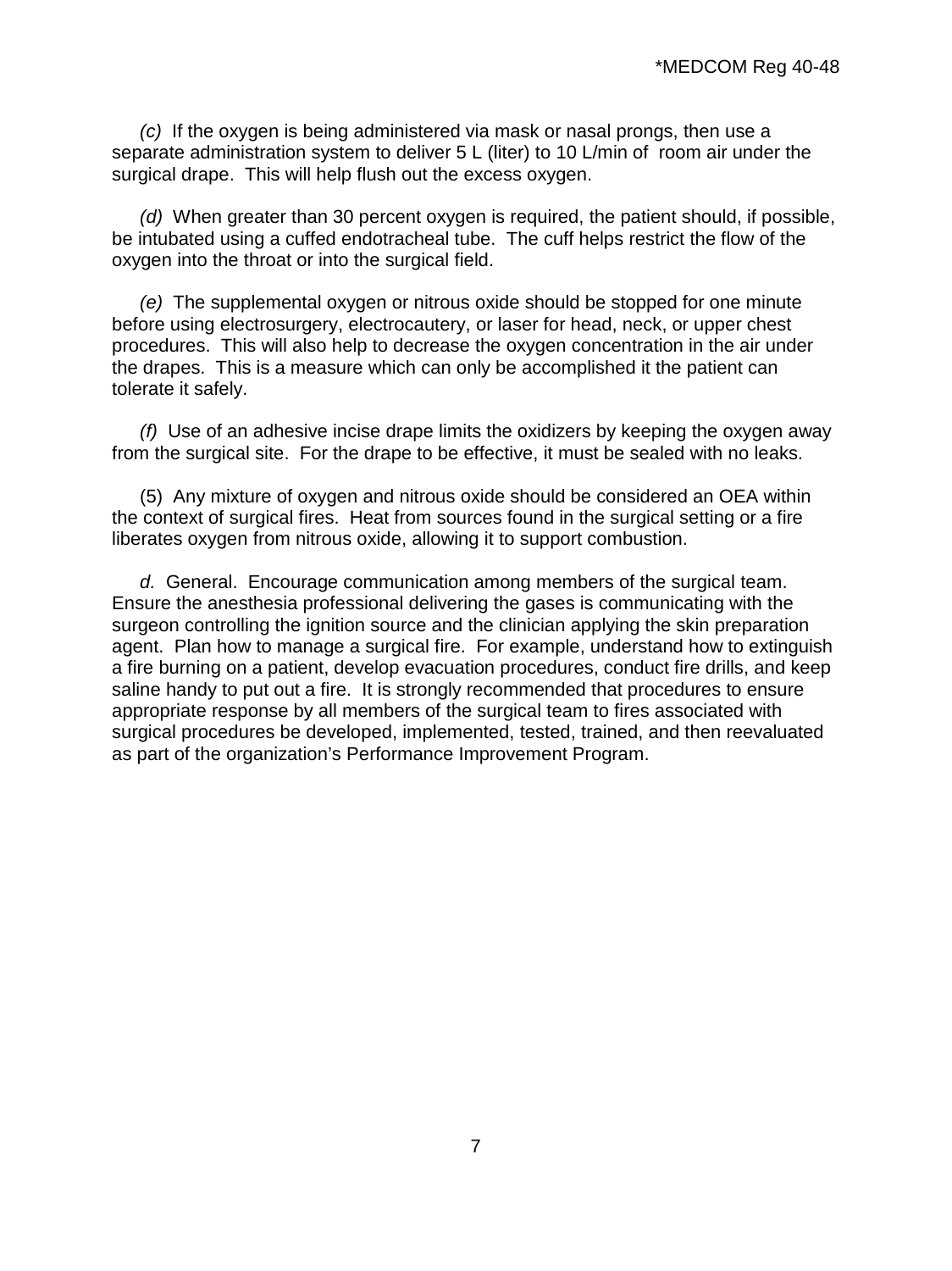*(c)* If the oxygen is being administered via mask or nasal prongs, then use a separate administration system to deliver 5 L (liter) to 10 L/min of room air under the surgical drape. This will help flush out the excess oxygen.

*(d)* When greater than 30 percent oxygen is required, the patient should, if possible, be intubated using a cuffed endotracheal tube. The cuff helps restrict the flow of the oxygen into the throat or into the surgical field.

*(e)* The supplemental oxygen or nitrous oxide should be stopped for one minute before using electrosurgery, electrocautery, or laser for head, neck, or upper chest procedures. This will also help to decrease the oxygen concentration in the air under the drapes. This is a measure which can only be accomplished it the patient can tolerate it safely.

*(f)* Use of an adhesive incise drape limits the oxidizers by keeping the oxygen away from the surgical site. For the drape to be effective, it must be sealed with no leaks.

(5) Any mixture of oxygen and nitrous oxide should be considered an OEA within the context of surgical fires. Heat from sources found in the surgical setting or a fire liberates oxygen from nitrous oxide, allowing it to support combustion.

*d.* General. Encourage communication among members of the surgical team. Ensure the anesthesia professional delivering the gases is communicating with the surgeon controlling the ignition source and the clinician applying the skin preparation agent. Plan how to manage a surgical fire. For example, understand how to extinguish a fire burning on a patient, develop evacuation procedures, conduct fire drills, and keep saline handy to put out a fire. It is strongly recommended that procedures to ensure appropriate response by all members of the surgical team to fires associated with surgical procedures be developed, implemented, tested, trained, and then reevaluated as part of the organization's Performance Improvement Program.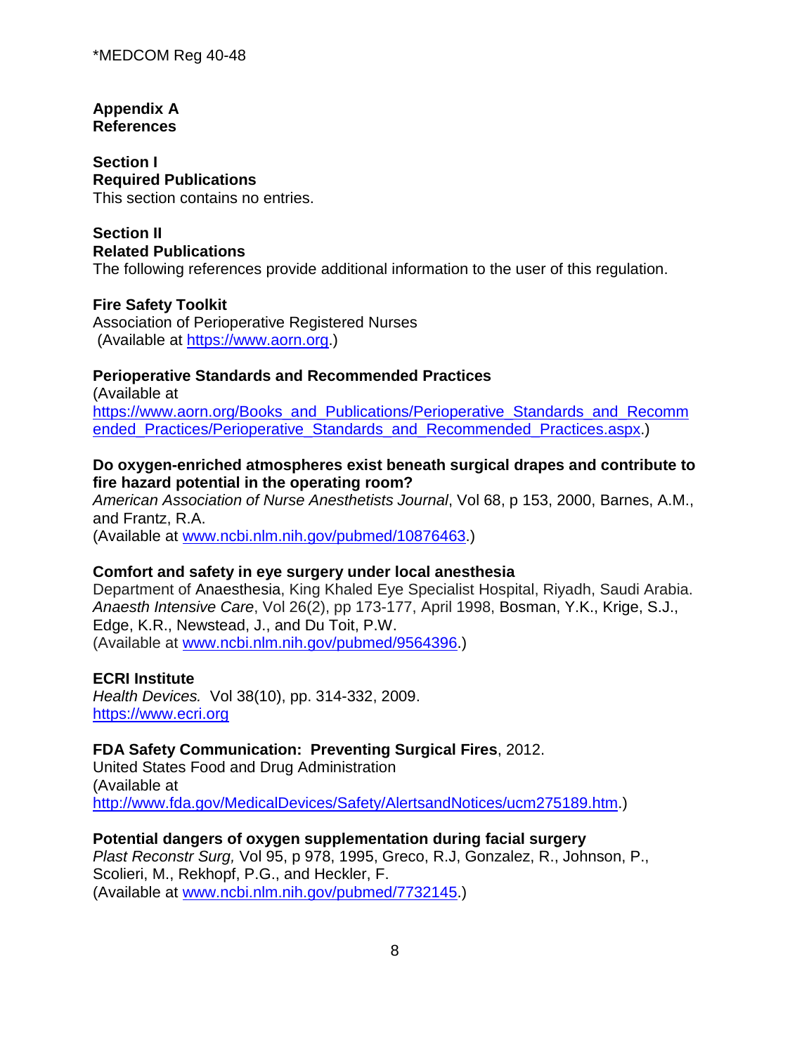# Appendix A
# References

## Section I
## Required Publications

This section contains no entries.

## Section II
## Related Publications

The following references provide additional information to the user of this regulation.

**Fire Safety Toolkit**
Association of Perioperative Registered Nurses
(Available at https://www.aorn.org.)

**Perioperative Standards and Recommended Practices**
(Available at https://www.aorn.org/Books_and_Publications/Perioperative_Standards_and_Recommended_Practices/Perioperative_Standards_and_Recommended_Practices.aspx.)

**Do oxygen-enriched atmospheres exist beneath surgical drapes and contribute to fire hazard potential in the operating room?**
*American Association of Nurse Anesthetists Journal*, Vol 68, p 153, 2000, Barnes, A.M., and Frantz, R.A.
(Available at www.ncbi.nlm.nih.gov/pubmed/10876463.)

**Comfort and safety in eye surgery under local anesthesia**
Department of Anaesthesia, King Khaled Eye Specialist Hospital, Riyadh, Saudi Arabia. *Anaesth Intensive Care*, Vol 26(2), pp 173-177, April 1998, Bosman, Y.K., Krige, S.J., Edge, K.R., Newstead, J., and Du Toit, P.W.
(Available at www.ncbi.nlm.nih.gov/pubmed/9564396.)

**ECRI Institute**
*Health Devices.* Vol 38(10), pp. 314-332, 2009.
https://www.ecri.org

**FDA Safety Communication: Preventing Surgical Fires**, 2012.
United States Food and Drug Administration
(Available at http://www.fda.gov/MedicalDevices/Safety/AlertsandNotices/ucm275189.htm.)

**Potential dangers of oxygen supplementation during facial surgery**
*Plast Reconstr Surg,* Vol 95, p 978, 1995, Greco, R.J, Gonzalez, R., Johnson, P., Scolieri, M., Rekhopf, P.G., and Heckler, F.
(Available at www.ncbi.nlm.nih.gov/pubmed/7732145.)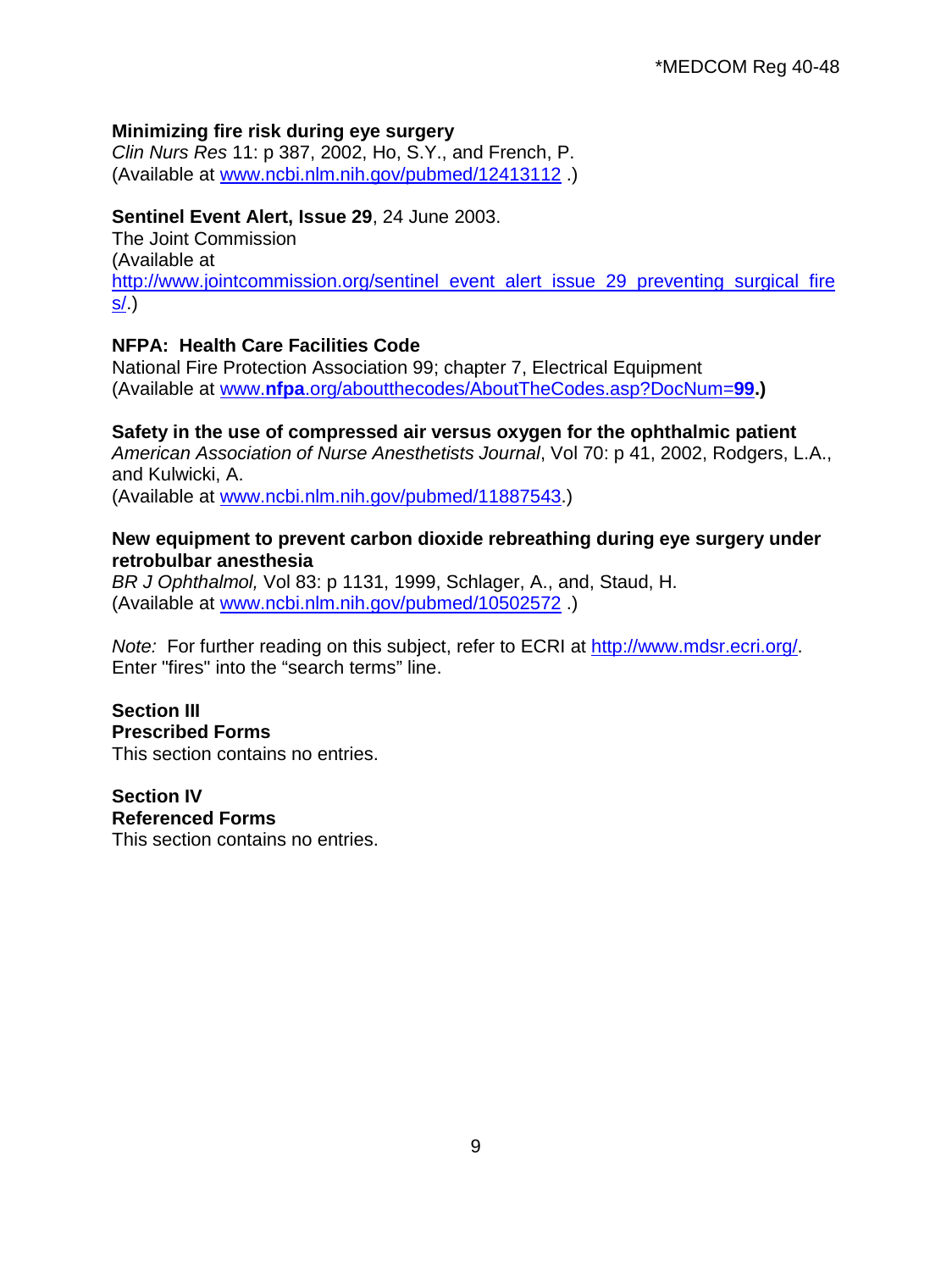**Minimizing fire risk during eye surgery**
*Clin Nurs Res* 11: p 387, 2002, Ho, S.Y., and French, P.
(Available at www.ncbi.nlm.nih.gov/pubmed/12413112 .)

**Sentinel Event Alert, Issue 29**, 24 June 2003.
The Joint Commission
(Available at
http://www.jointcommission.org/sentinel_event_alert_issue_29_preventing_surgical_fires/.)

**NFPA: Health Care Facilities Code**
National Fire Protection Association 99; chapter 7, Electrical Equipment
(Available at www.**nfpa**.org/aboutthecodes/AboutTheCodes.asp?DocNum=**99**.**)**

**Safety in the use of compressed air versus oxygen for the ophthalmic patient**
*American Association of Nurse Anesthetists Journal*, Vol 70: p 41, 2002, Rodgers, L.A., and Kulwicki, A.
(Available at www.ncbi.nlm.nih.gov/pubmed/11887543.)

**New equipment to prevent carbon dioxide rebreathing during eye surgery under retrobulbar anesthesia**
*BR J Ophthalmol,* Vol 83: p 1131, 1999, Schlager, A., and, Staud, H.
(Available at www.ncbi.nlm.nih.gov/pubmed/10502572 .)

*Note:* For further reading on this subject, refer to ECRI at http://www.mdsr.ecri.org/. Enter "fires" into the "search terms" line.

**Section III**
**Prescribed Forms**
This section contains no entries.

**Section IV**
**Referenced Forms**
This section contains no entries.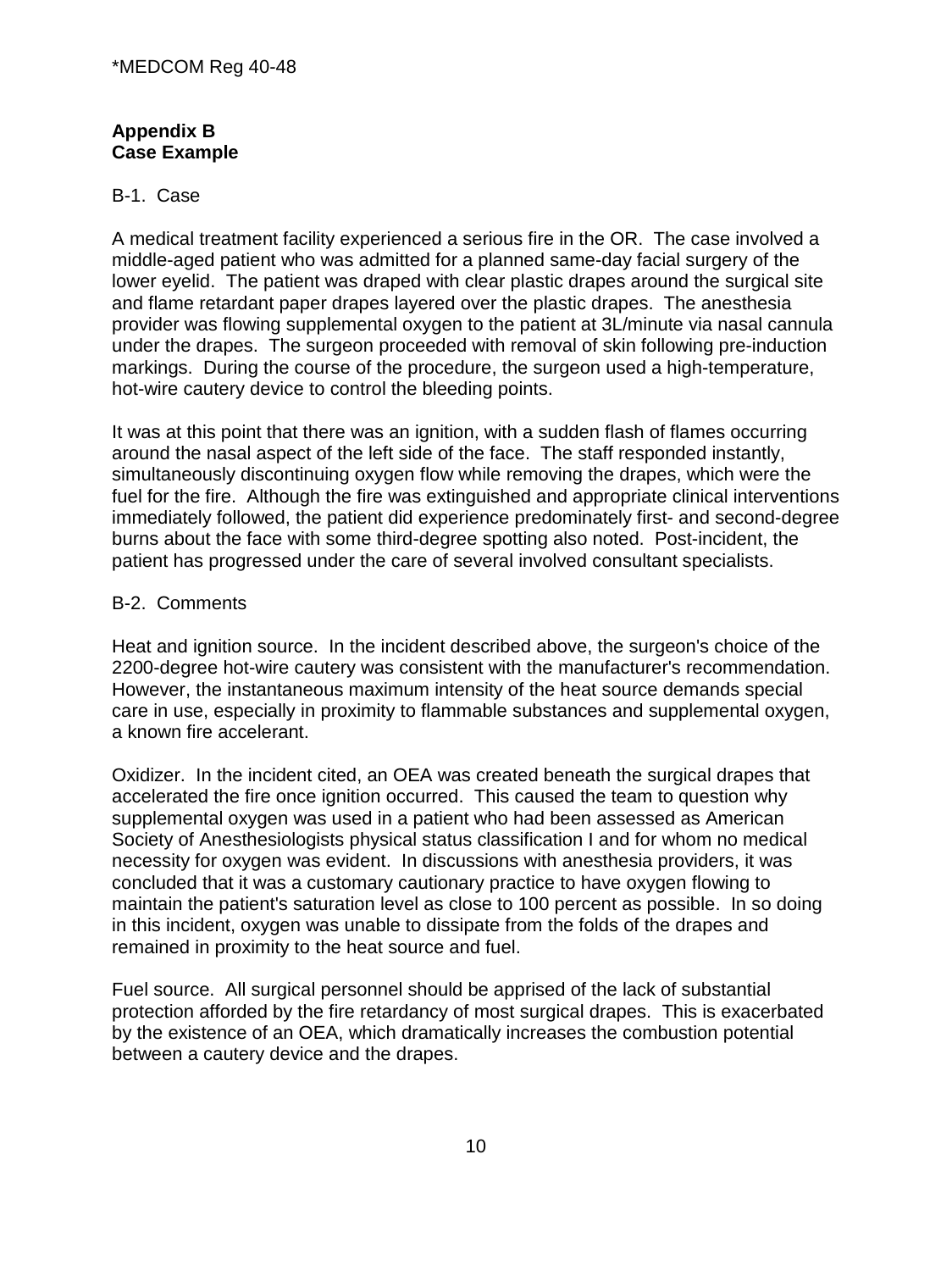## Appendix B
## Case Example

B-1. Case

A medical treatment facility experienced a serious fire in the OR. The case involved a middle-aged patient who was admitted for a planned same-day facial surgery of the lower eyelid. The patient was draped with clear plastic drapes around the surgical site and flame retardant paper drapes layered over the plastic drapes. The anesthesia provider was flowing supplemental oxygen to the patient at 3L/minute via nasal cannula under the drapes. The surgeon proceeded with removal of skin following pre-induction markings. During the course of the procedure, the surgeon used a high-temperature, hot-wire cautery device to control the bleeding points.

It was at this point that there was an ignition, with a sudden flash of flames occurring around the nasal aspect of the left side of the face. The staff responded instantly, simultaneously discontinuing oxygen flow while removing the drapes, which were the fuel for the fire. Although the fire was extinguished and appropriate clinical interventions immediately followed, the patient did experience predominately first- and second-degree burns about the face with some third-degree spotting also noted. Post-incident, the patient has progressed under the care of several involved consultant specialists.

B-2. Comments

Heat and ignition source. In the incident described above, the surgeon's choice of the 2200-degree hot-wire cautery was consistent with the manufacturer's recommendation. However, the instantaneous maximum intensity of the heat source demands special care in use, especially in proximity to flammable substances and supplemental oxygen, a known fire accelerant.

Oxidizer. In the incident cited, an OEA was created beneath the surgical drapes that accelerated the fire once ignition occurred. This caused the team to question why supplemental oxygen was used in a patient who had been assessed as American Society of Anesthesiologists physical status classification I and for whom no medical necessity for oxygen was evident. In discussions with anesthesia providers, it was concluded that it was a customary cautionary practice to have oxygen flowing to maintain the patient's saturation level as close to 100 percent as possible. In so doing in this incident, oxygen was unable to dissipate from the folds of the drapes and remained in proximity to the heat source and fuel.

Fuel source. All surgical personnel should be apprised of the lack of substantial protection afforded by the fire retardancy of most surgical drapes. This is exacerbated by the existence of an OEA, which dramatically increases the combustion potential between a cautery device and the drapes.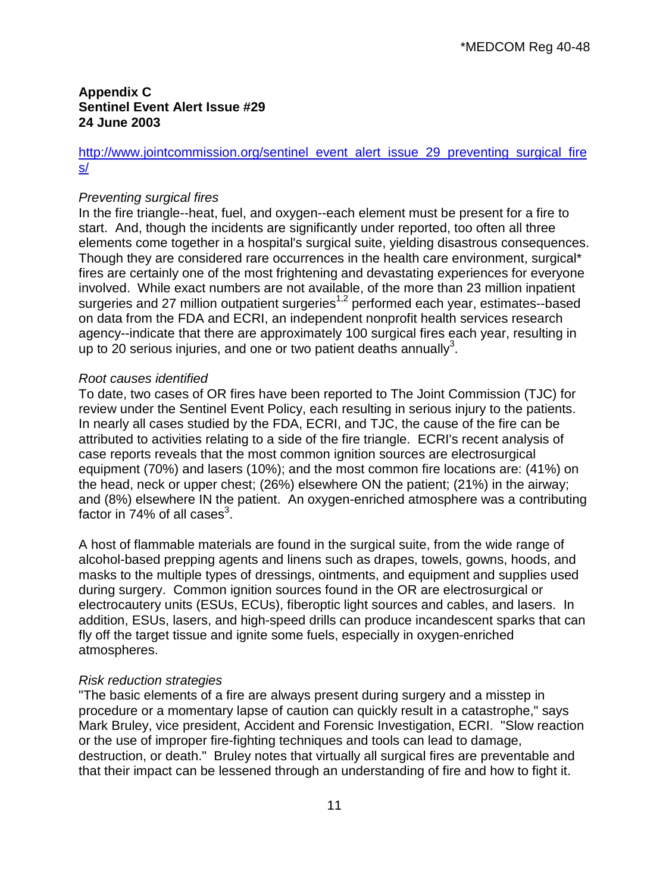**Appendix C**
**Sentinel Event Alert Issue #29**
**24 June 2003**

[http://www.jointcommission.org/sentinel_event_alert_issue_29_preventing_surgical_fires/](http://www.jointcommission.org/sentinel_event_alert_issue_29_preventing_surgical_fires/)

*Preventing surgical fires*

In the fire triangle--heat, fuel, and oxygen--each element must be present for a fire to start. And, though the incidents are significantly under reported, too often all three elements come together in a hospital's surgical suite, yielding disastrous consequences. Though they are considered rare occurrences in the health care environment, surgical* fires are certainly one of the most frightening and devastating experiences for everyone involved. While exact numbers are not available, of the more than 23 million inpatient surgeries and 27 million outpatient surgeries[1,2] performed each year, estimates--based on data from the FDA and ECRI, an independent nonprofit health services research agency--indicate that there are approximately 100 surgical fires each year, resulting in up to 20 serious injuries, and one or two patient deaths annually[3].

*Root causes identified*

To date, two cases of OR fires have been reported to The Joint Commission (TJC) for review under the Sentinel Event Policy, each resulting in serious injury to the patients. In nearly all cases studied by the FDA, ECRI, and TJC, the cause of the fire can be attributed to activities relating to a side of the fire triangle. ECRI's recent analysis of case reports reveals that the most common ignition sources are electrosurgical equipment (70%) and lasers (10%); and the most common fire locations are: (41%) on the head, neck or upper chest; (26%) elsewhere ON the patient; (21%) in the airway; and (8%) elsewhere IN the patient. An oxygen-enriched atmosphere was a contributing factor in 74% of all cases[3].

A host of flammable materials are found in the surgical suite, from the wide range of alcohol-based prepping agents and linens such as drapes, towels, gowns, hoods, and masks to the multiple types of dressings, ointments, and equipment and supplies used during surgery. Common ignition sources found in the OR are electrosurgical or electrocautery units (ESUs, ECUs), fiberoptic light sources and cables, and lasers. In addition, ESUs, lasers, and high-speed drills can produce incandescent sparks that can fly off the target tissue and ignite some fuels, especially in oxygen-enriched atmospheres.

*Risk reduction strategies*

"The basic elements of a fire are always present during surgery and a misstep in procedure or a momentary lapse of caution can quickly result in a catastrophe," says Mark Bruley, vice president, Accident and Forensic Investigation, ECRI. "Slow reaction or the use of improper fire-fighting techniques and tools can lead to damage, destruction, or death." Bruley notes that virtually all surgical fires are preventable and that their impact can be lessened through an understanding of fire and how to fight it.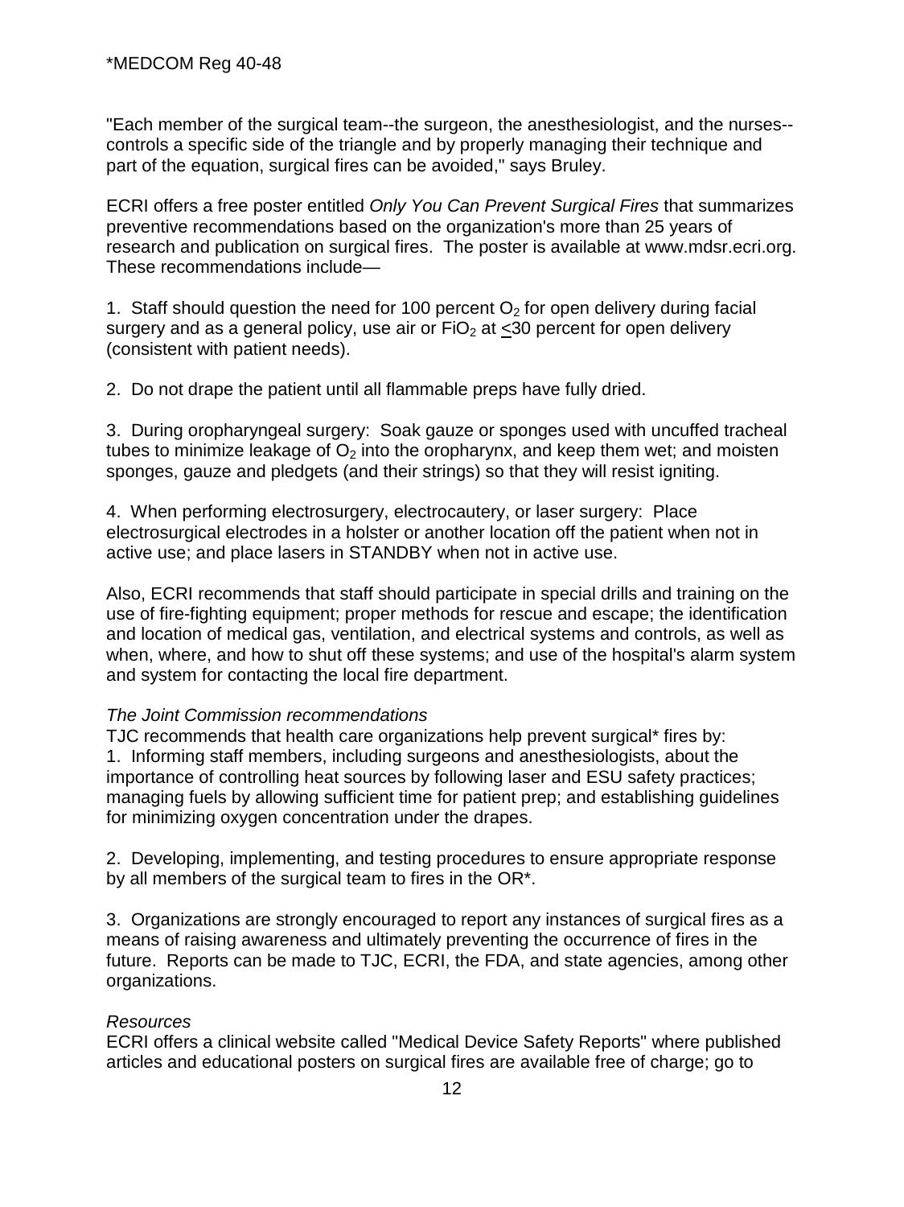"Each member of the surgical team--the surgeon, the anesthesiologist, and the nurses--controls a specific side of the triangle and by properly managing their technique and part of the equation, surgical fires can be avoided," says Bruley.

ECRI offers a free poster entitled *Only You Can Prevent Surgical Fires* that summarizes preventive recommendations based on the organization's more than 25 years of research and publication on surgical fires. The poster is available at www.mdsr.ecri.org. These recommendations include—

1. Staff should question the need for 100 percent $O_2$ for open delivery during facial surgery and as a general policy, use air or $FiO_2$ at $\leq$30 percent for open delivery (consistent with patient needs).

2. Do not drape the patient until all flammable preps have fully dried.

3. During oropharyngeal surgery: Soak gauze or sponges used with uncuffed tracheal tubes to minimize leakage of $O_2$ into the oropharynx, and keep them wet; and moisten sponges, gauze and pledgets (and their strings) so that they will resist igniting.

4. When performing electrosurgery, electrocautery, or laser surgery: Place electrosurgical electrodes in a holster or another location off the patient when not in active use; and place lasers in STANDBY when not in active use.

Also, ECRI recommends that staff should participate in special drills and training on the use of fire-fighting equipment; proper methods for rescue and escape; the identification and location of medical gas, ventilation, and electrical systems and controls, as well as when, where, and how to shut off these systems; and use of the hospital's alarm system and system for contacting the local fire department.

*The Joint Commission recommendations*

TJC recommends that health care organizations help prevent surgical* fires by:

1. Informing staff members, including surgeons and anesthesiologists, about the importance of controlling heat sources by following laser and ESU safety practices; managing fuels by allowing sufficient time for patient prep; and establishing guidelines for minimizing oxygen concentration under the drapes.

2. Developing, implementing, and testing procedures to ensure appropriate response by all members of the surgical team to fires in the OR*.

3. Organizations are strongly encouraged to report any instances of surgical fires as a means of raising awareness and ultimately preventing the occurrence of fires in the future. Reports can be made to TJC, ECRI, the FDA, and state agencies, among other organizations.

*Resources*

ECRI offers a clinical website called "Medical Device Safety Reports" where published articles and educational posters on surgical fires are available free of charge; go to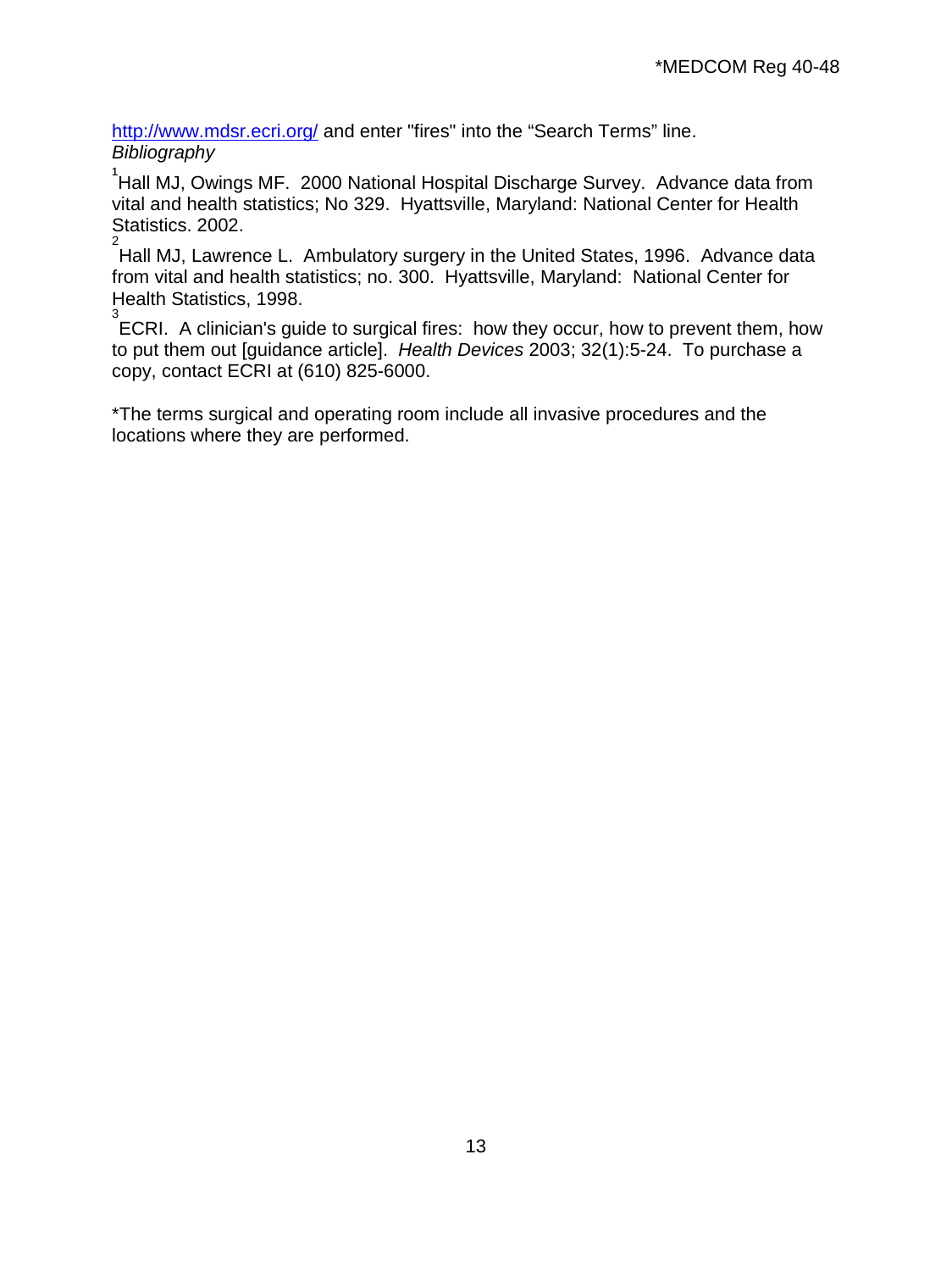http://www.mdsr.ecri.org/ and enter "fires" into the "Search Terms" line.

*Bibliography*

[1]Hall MJ, Owings MF. 2000 National Hospital Discharge Survey. Advance data from vital and health statistics; No 329. Hyattsville, Maryland: National Center for Health Statistics. 2002.

[2]Hall MJ, Lawrence L. Ambulatory surgery in the United States, 1996. Advance data from vital and health statistics; no. 300. Hyattsville, Maryland: National Center for Health Statistics, 1998.

[3]ECRI. A clinician's guide to surgical fires: how they occur, how to prevent them, how to put them out [guidance article]. *Health Devices* 2003; 32(1):5-24. To purchase a copy, contact ECRI at (610) 825-6000.

*The terms surgical and operating room include all invasive procedures and the locations where they are performed.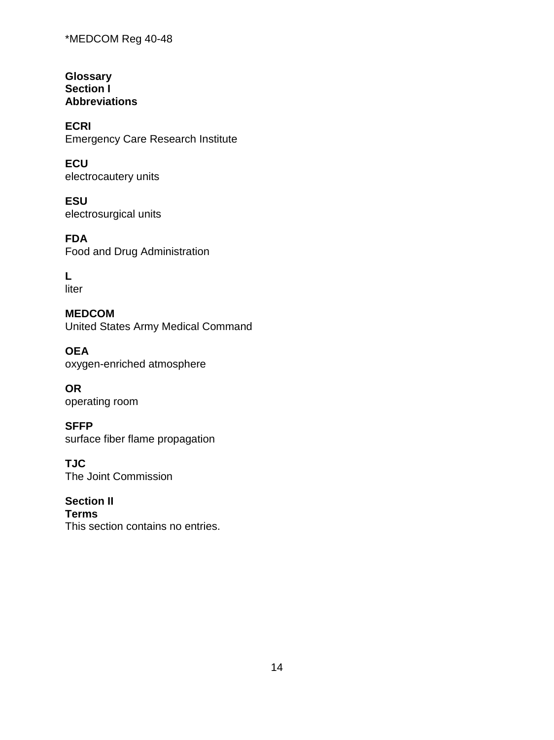# Glossary

## Section I
## Abbreviations

**ECRI**
Emergency Care Research Institute

**ECU**
electrocautery units

**ESU**
electrosurgical units

**FDA**
Food and Drug Administration

**L**
liter

**MEDCOM**
United States Army Medical Command

**OEA**
oxygen-enriched atmosphere

**OR**
operating room

**SFFP**
surface fiber flame propagation

**TJC**
The Joint Commission

## Section II
## Terms

This section contains no entries.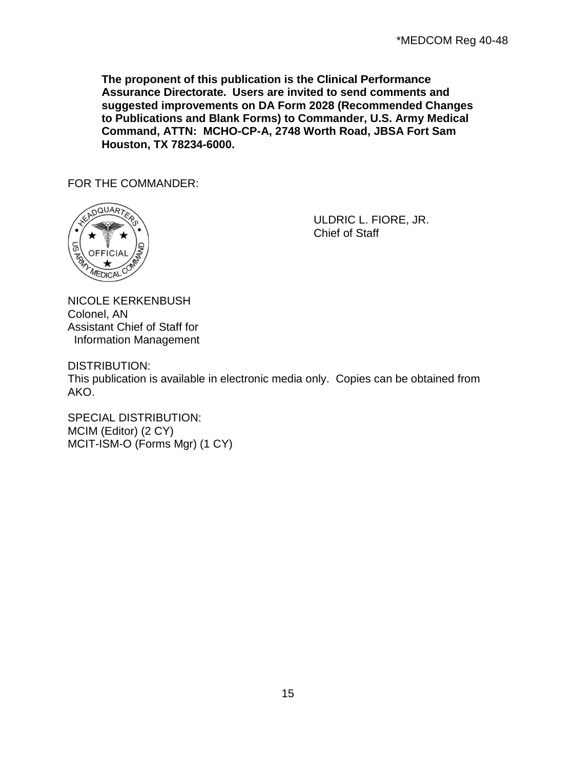**The proponent of this publication is the Clinical Performance Assurance Directorate. Users are invited to send comments and suggested improvements on DA Form 2028 (Recommended Changes to Publications and Blank Forms) to Commander, U.S. Army Medical Command, ATTN: MCHO-CP-A, 2748 Worth Road, JBSA Fort Sam Houston, TX 78234-6000.**

FOR THE COMMANDER:

ULDRIC L. FIORE, JR.
Chief of Staff

NICOLE KERKENBUSH
Colonel, AN
Assistant Chief of Staff for
Information Management

DISTRIBUTION:
This publication is available in electronic media only. Copies can be obtained from AKO.

SPECIAL DISTRIBUTION:
MCIM (Editor) (2 CY)
MCIT-ISM-O (Forms Mgr) (1 CY)